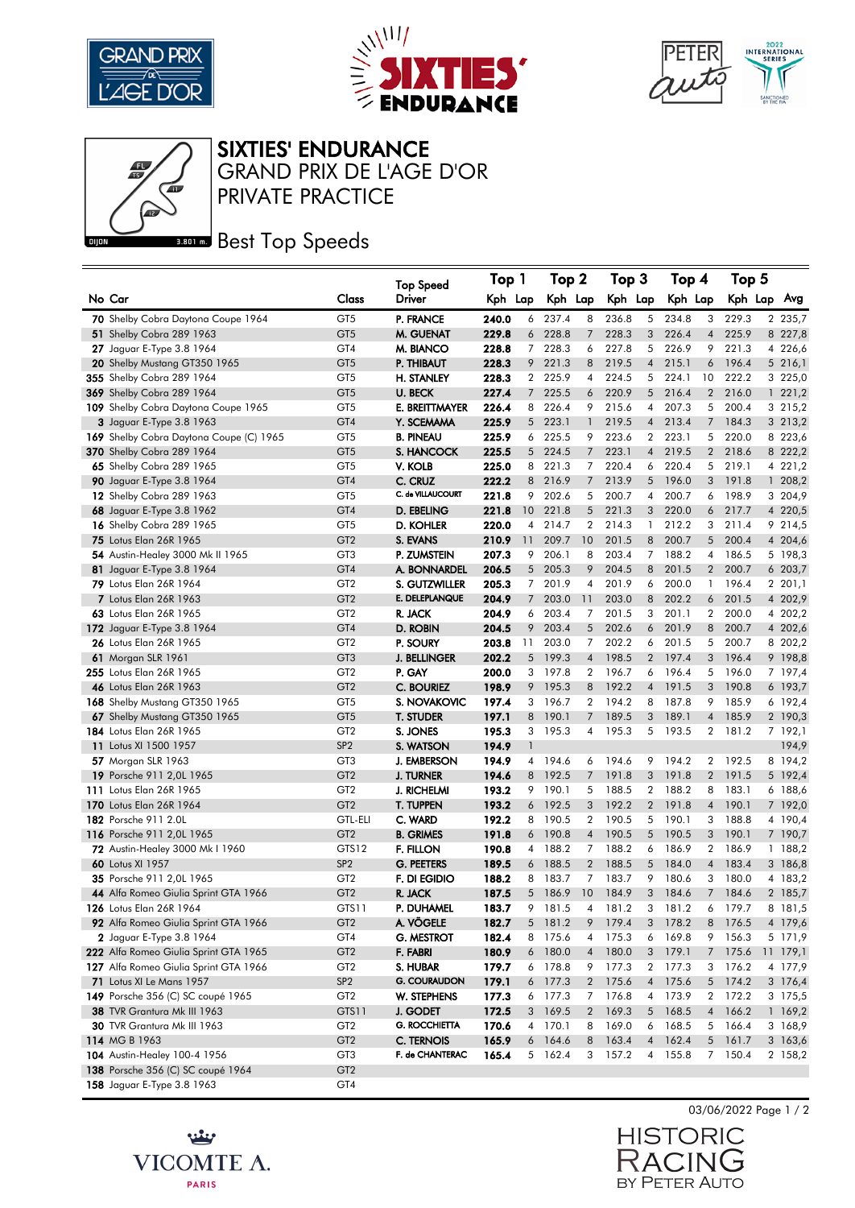# SIXTIES' ENDURANCE
## GRAND PRIX DE L'AGE D'OR
## PRIVATE PRACTICE

DIJON 3.801 m.

## Best Top Speeds

| No | Car | Class | Top Speed Driver | Top 1 Kph | Lap | Top 2 Kph | Lap | Top 3 Kph | Lap | Top 4 Kph | Lap | Top 5 Kph | Lap | Avg |
|---|---|---|---|---|---|---|---|---|---|---|---|---|---|---|
| 70 | Shelby Cobra Daytona Coupe 1964 | GT5 | P. FRANCE | 240.0 | 6 | 237.4 | 8 | 236.8 | 5 | 234.8 | 3 | 229.3 | 2 | 235,7 |
| 51 | Shelby Cobra 289 1963 | GT5 | M. GUENAT | 229.8 | 6 | 228.8 | 7 | 228.3 | 3 | 226.4 | 4 | 225.9 | 8 | 227,8 |
| 27 | Jaguar E-Type 3.8 1964 | GT4 | M. BIANCO | 228.8 | 7 | 228.3 | 6 | 227.8 | 5 | 226.9 | 9 | 221.3 | 4 | 226,6 |
| 20 | Shelby Mustang GT350 1965 | GT5 | P. THIBAUT | 228.3 | 9 | 221.3 | 8 | 219.5 | 4 | 215.1 | 6 | 196.4 | 5 | 216,1 |
| 355 | Shelby Cobra 289 1964 | GT5 | H. STANLEY | 228.3 | 2 | 225.9 | 4 | 224.5 | 5 | 224.1 | 10 | 222.2 | 3 | 225,0 |
| 369 | Shelby Cobra 289 1964 | GT5 | U. BECK | 227.4 | 7 | 225.5 | 6 | 220.9 | 5 | 216.4 | 2 | 216.0 | 1 | 221,2 |
| 109 | Shelby Cobra Daytona Coupe 1965 | GT5 | E. BREITTMAYER | 226.4 | 8 | 226.4 | 9 | 215.6 | 4 | 207.3 | 5 | 200.4 | 3 | 215,2 |
| 3 | Jaguar E-Type 3.8 1963 | GT4 | Y. SCEMAMA | 225.9 | 5 | 223.1 | 1 | 219.5 | 4 | 213.4 | 7 | 184.3 | 3 | 213,2 |
| 169 | Shelby Cobra Daytona Coupe (C) 1965 | GT5 | B. PINEAU | 225.9 | 6 | 225.5 | 9 | 223.6 | 2 | 223.1 | 5 | 220.0 | 8 | 223,6 |
| 370 | Shelby Cobra 289 1964 | GT5 | S. HANCOCK | 225.5 | 5 | 224.5 | 7 | 223.1 | 4 | 219.5 | 2 | 218.6 | 8 | 222,2 |
| 65 | Shelby Cobra 289 1965 | GT5 | V. KOLB | 225.0 | 8 | 221.3 | 7 | 220.4 | 6 | 220.4 | 5 | 219.1 | 4 | 221,2 |
| 90 | Jaguar E-Type 3.8 1964 | GT4 | C. CRUZ | 222.2 | 8 | 216.9 | 7 | 213.9 | 5 | 196.0 | 3 | 191.8 | 1 | 208,2 |
| 12 | Shelby Cobra 289 1963 | GT5 | C. de VILLAUCOURT | 221.8 | 9 | 202.6 | 5 | 200.7 | 4 | 200.7 | 6 | 198.9 | 3 | 204,9 |
| 68 | Jaguar E-Type 3.8 1962 | GT4 | D. EBELING | 221.8 | 10 | 221.8 | 5 | 221.3 | 3 | 220.0 | 6 | 217.7 | 4 | 220,5 |
| 16 | Shelby Cobra 289 1965 | GT5 | D. KOHLER | 220.0 | 4 | 214.7 | 2 | 214.3 | 1 | 212.2 | 3 | 211.4 | 9 | 214,5 |
| 75 | Lotus Elan 26R 1965 | GT2 | S. EVANS | 210.9 | 11 | 209.7 | 10 | 201.5 | 8 | 200.7 | 5 | 200.4 | 4 | 204,6 |
| 54 | Austin-Healey 3000 Mk II 1965 | GT3 | P. ZUMSTEIN | 207.3 | 9 | 206.1 | 8 | 203.4 | 7 | 188.2 | 4 | 186.5 | 5 | 198,3 |
| 81 | Jaguar E-Type 3.8 1964 | GT4 | A. BONNARDEL | 206.5 | 5 | 205.3 | 9 | 204.5 | 8 | 201.5 | 2 | 200.7 | 6 | 203,7 |
| 79 | Lotus Elan 26R 1964 | GT2 | S. GUTZWILLER | 205.3 | 7 | 201.9 | 4 | 201.9 | 6 | 200.0 | 1 | 196.4 | 2 | 201,1 |
| 7 | Lotus Elan 26R 1963 | GT2 | E. DELEPLANQUE | 204.9 | 7 | 203.0 | 11 | 203.0 | 8 | 202.2 | 6 | 201.5 | 4 | 202,9 |
| 63 | Lotus Elan 26R 1965 | GT2 | R. JACK | 204.9 | 6 | 203.4 | 7 | 201.5 | 3 | 201.1 | 2 | 200.0 | 4 | 202,2 |
| 172 | Jaguar E-Type 3.8 1964 | GT4 | D. ROBIN | 204.5 | 9 | 203.4 | 5 | 202.6 | 6 | 201.9 | 8 | 200.7 | 4 | 202,6 |
| 26 | Lotus Elan 26R 1965 | GT2 | P. SOURY | 203.8 | 11 | 203.0 | 7 | 202.2 | 6 | 201.5 | 5 | 200.7 | 8 | 202,2 |
| 61 | Morgan SLR 1961 | GT3 | J. BELLINGER | 202.2 | 5 | 199.3 | 4 | 198.5 | 2 | 197.4 | 3 | 196.4 | 9 | 198,8 |
| 255 | Lotus Elan 26R 1965 | GT2 | P. GAY | 200.0 | 3 | 197.8 | 2 | 196.7 | 6 | 196.4 | 5 | 196.0 | 7 | 197,4 |
| 46 | Lotus Elan 26R 1963 | GT2 | C. BOURIEZ | 198.9 | 9 | 195.3 | 8 | 192.2 | 4 | 191.5 | 3 | 190.8 | 6 | 193,7 |
| 168 | Shelby Mustang GT350 1965 | GT5 | S. NOVAKOVIC | 197.4 | 3 | 196.7 | 2 | 194.2 | 8 | 187.8 | 9 | 185.9 | 6 | 192,4 |
| 67 | Shelby Mustang GT350 1965 | GT5 | T. STUDER | 197.1 | 8 | 190.1 | 7 | 189.5 | 3 | 189.1 | 4 | 185.9 | 2 | 190,3 |
| 184 | Lotus Elan 26R 1965 | GT2 | S. JONES | 195.3 | 3 | 195.3 | 4 | 195.3 | 5 | 193.5 | 2 | 181.2 | 7 | 192,1 |
| 11 | Lotus XI 1500 1957 | SP2 | S. WATSON | 194.9 | 1 | | | | | | | | | 194,9 |
| 57 | Morgan SLR 1963 | GT3 | J. EMBERSON | 194.9 | 4 | 194.6 | 6 | 194.6 | 9 | 194.2 | 2 | 192.5 | 8 | 194,2 |
| 19 | Porsche 911 2,0L 1965 | GT2 | J. TURNER | 194.6 | 8 | 192.5 | 7 | 191.8 | 3 | 191.8 | 2 | 191.5 | 5 | 192,4 |
| 111 | Lotus Elan 26R 1965 | GT2 | J. RICHELMI | 193.2 | 9 | 190.1 | 5 | 188.5 | 2 | 188.2 | 8 | 183.1 | 6 | 188,6 |
| 170 | Lotus Elan 26R 1964 | GT2 | T. TUPPEN | 193.2 | 6 | 192.5 | 3 | 192.2 | 2 | 191.8 | 4 | 190.1 | 7 | 192,0 |
| 182 | Porsche 911 2.0L | GTL-ELI | C. WARD | 192.2 | 8 | 192.5 | 7 | 190.5 | 5 | 190.1 | 3 | 188.8 | 4 | 190,4 |
| 116 | Porsche 911 2,0L 1965 | GT2 | B. GRIMES | 191.8 | 6 | 190.8 | 4 | 190.5 | 8 | 190.5 | 3 | 190.1 | 7 | 190,7 |
| 72 | Austin-Healey 3000 Mk I 1960 | GTS12 | F. FILLON | 190.8 | 4 | 188.2 | 7 | 188.2 | 6 | 186.9 | 2 | 186.9 | 1 | 188,2 |
| 60 | Lotus XI 1957 | SP2 | G. PEETERS | 189.5 | 6 | 188.5 | 2 | 188.5 | 5 | 184.0 | 4 | 183.4 | 3 | 186,8 |
| 35 | Porsche 911 2,0L 1965 | GT2 | F. DI EGIDIO | 188.2 | 8 | 183.7 | 7 | 183.7 | 9 | 180.6 | 3 | 180.0 | 4 | 183,2 |
| 44 | Alfa Romeo Giulia Sprint GTA 1966 | GT2 | R. JACK | 187.5 | 5 | 186.9 | 10 | 184.9 | 3 | 184.6 | 7 | 184.6 | 2 | 185,7 |
| 126 | Lotus Elan 26R 1964 | GTS11 | P. DUHAMEL | 183.7 | 9 | 181.5 | 4 | 181.2 | 3 | 181.2 | 6 | 179.7 | 8 | 181,5 |
| 92 | Alfa Romeo Giulia Sprint GTA 1966 | GT2 | A. VÖGELE | 182.7 | 5 | 181.2 | 9 | 179.4 | 3 | 178.2 | 8 | 176.5 | 4 | 179,6 |
| 2 | Jaguar E-Type 3.8 1964 | GT4 | G. MESTROT | 182.4 | 8 | 175.6 | 4 | 175.3 | 6 | 169.8 | 9 | 156.3 | 5 | 171,9 |
| 222 | Alfa Romeo Giulia Sprint GTA 1965 | GT2 | F. FABRI | 180.9 | 6 | 180.0 | 4 | 180.0 | 3 | 179.1 | 7 | 175.6 | 11 | 179,1 |
| 127 | Alfa Romeo Giulia Sprint GTA 1966 | GT2 | S. HUBAR | 179.7 | 6 | 178.8 | 9 | 177.3 | 2 | 177.3 | 3 | 176.2 | 4 | 177,9 |
| 71 | Lotus XI Le Mans 1957 | SP2 | G. COURAUDON | 179.1 | 6 | 177.3 | 2 | 175.6 | 4 | 175.6 | 5 | 174.2 | 3 | 176,4 |
| 149 | Porsche 356 (C) SC coupé 1965 | GT2 | W. STEPHENS | 177.3 | 6 | 177.3 | 7 | 176.8 | 4 | 173.9 | 2 | 172.2 | 3 | 175,5 |
| 38 | TVR Grantura Mk III 1963 | GTS11 | J. GODET | 172.5 | 3 | 169.5 | 2 | 169.3 | 5 | 168.5 | 4 | 166.2 | 1 | 169,2 |
| 30 | TVR Grantura Mk III 1963 | GT2 | G. ROCCHIETTA | 170.6 | 4 | 170.1 | 8 | 169.0 | 6 | 168.5 | 5 | 166.4 | 3 | 168,9 |
| 114 | MG B 1963 | GT2 | C. TERNOIS | 165.9 | 6 | 164.6 | 8 | 163.4 | 4 | 162.4 | 5 | 161.7 | 3 | 163,6 |
| 104 | Austin-Healey 100-4 1956 | GT3 | F. de CHANTERAC | 165.4 | 5 | 162.4 | 3 | 157.2 | 4 | 155.8 | 7 | 150.4 | 2 | 158,2 |
| 138 | Porsche 356 (C) SC coupé 1964 | GT2 | | | | | | | | | | | | |
| 158 | Jaguar E-Type 3.8 1963 | GT4 | | | | | | | | | | | | |

03/06/2022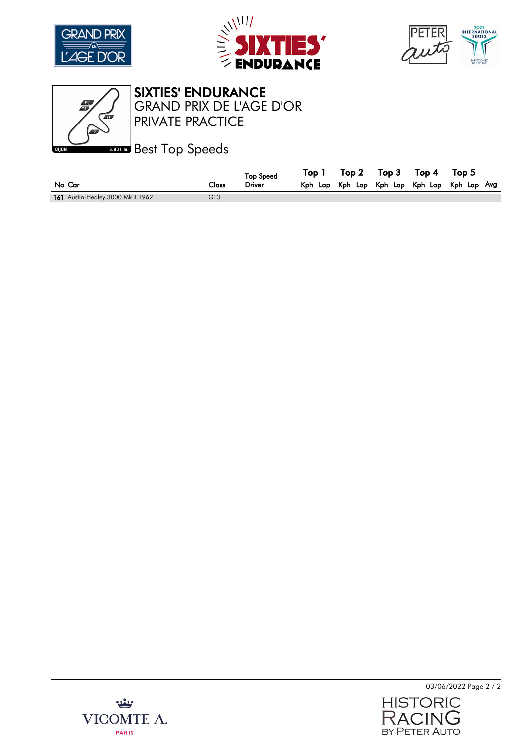# SIXTIES' ENDURANCE

## GRAND PRIX DE L'AGE D'OR

## PRIVATE PRACTICE

DIJON 3.801 m.

Best Top Speeds

| No | Car | Class | Top Speed Driver | Top 1 Kph | Top 1 Lap | Top 2 Kph | Top 2 Lap | Top 3 Kph | Top 3 Lap | Top 4 Kph | Top 4 Lap | Top 5 Kph | Top 5 Lap | Avg |
|---|---|---|---|---|---|---|---|---|---|---|---|---|---|---|
| 161 | Austin-Healey 3000 Mk II 1962 | GT3 | | | | | | | | | | | | |

03/06/2022